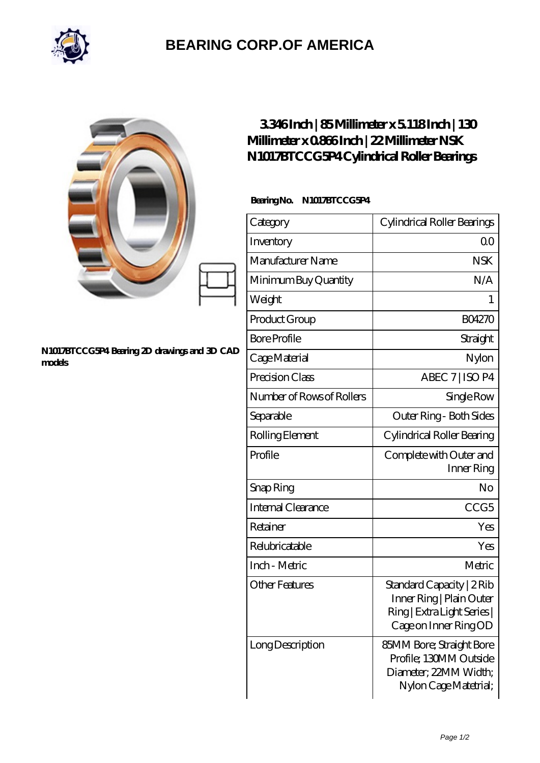# BEARING CORP.OF AMERICA

N1017BTCCG5P4 Bearing 2D drawings and 3D CAD models

## 3.346 Inch | 85 Millimeter x 5.118 Inch | 130 Millimeter x 0.866 Inch | 22 Millimeter NSK N1017BTCCG5P4 Cylindrical Roller Bearings

**Bearing No. N1017BTCCG5P4**

| Category | Cylindrical Roller Bearings |
|---|---|
| Inventory | 0.0 |
| Manufacturer Name | NSK |
| Minimum Buy Quantity | N/A |
| Weight | 1 |
| Product Group | B04270 |
| Bore Profile | Straight |
| Cage Material | Nylon |
| Precision Class | ABEC 7 \| ISO P4 |
| Number of Rows of Rollers | Single Row |
| Separable | Outer Ring - Both Sides |
| Rolling Element | Cylindrical Roller Bearing |
| Profile | Complete with Outer and Inner Ring |
| Snap Ring | No |
| Internal Clearance | CCG5 |
| Retainer | Yes |
| Relubricatable | Yes |
| Inch - Metric | Metric |
| Other Features | Standard Capacity \| 2 Rib Inner Ring \| Plain Outer Ring \| Extra Light Series \| Cage on Inner Ring OD |
| Long Description | 85MM Bore; Straight Bore Profile; 130MM Outside Diameter; 22MM Width; Nylon Cage Matetrial; |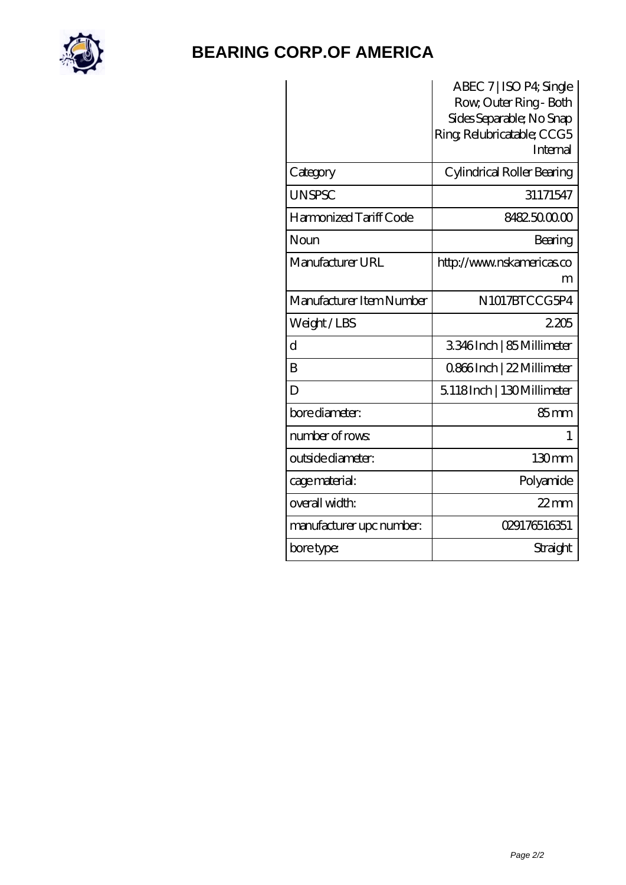# BEARING CORP.OF AMERICA

| | |
|---|---|
| | ABEC 7 \| ISO P4; Single Row; Outer Ring - Both Sides Separable; No Snap Ring; Relubricatable; CCG5 Internal |
| Category | Cylindrical Roller Bearing |
| UNSPSC | 31171547 |
| Harmonized Tariff Code | 8482.50.00.00 |
| Noun | Bearing |
| Manufacturer URL | http://www.nskamericas.com |
| Manufacturer Item Number | N1017BTCCG5P4 |
| Weight / LBS | 2.205 |
| d | 3.346 Inch \| 85 Millimeter |
| B | 0.866 Inch \| 22 Millimeter |
| D | 5.118 Inch \| 130 Millimeter |
| bore diameter: | 85 mm |
| number of rows: | 1 |
| outside diameter: | 130 mm |
| cage material: | Polyamide |
| overall width: | 22 mm |
| manufacturer upc number: | 029176516351 |
| bore type: | Straight |